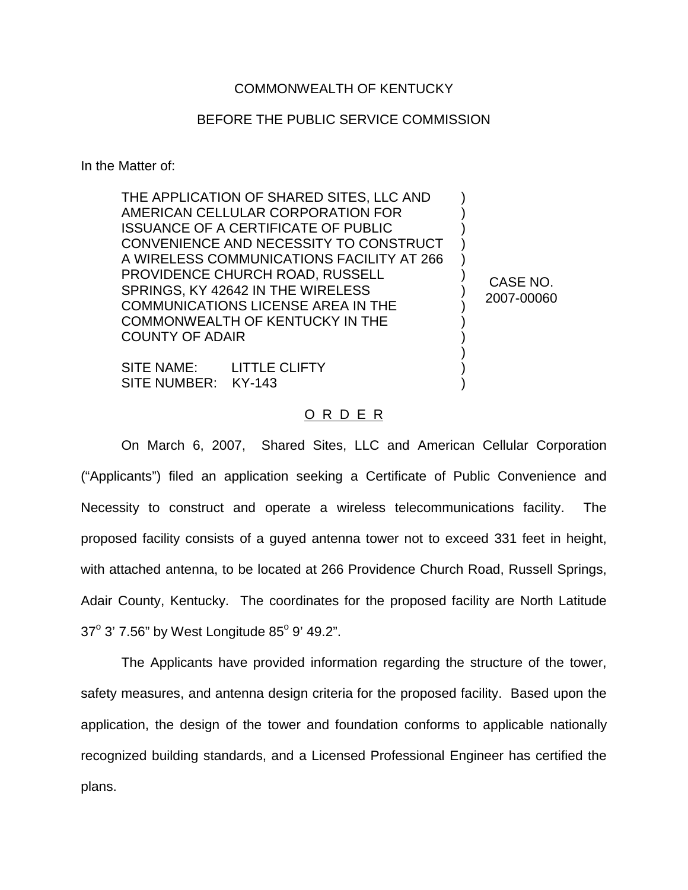COMMONWEALTH OF KENTUCKY

BEFORE THE PUBLIC SERVICE COMMISSION

In the Matter of:

| | |
|---|---|
| THE APPLICATION OF SHARED SITES, LLC AND AMERICAN CELLULAR CORPORATION FOR ISSUANCE OF A CERTIFICATE OF PUBLIC CONVENIENCE AND NECESSITY TO CONSTRUCT A WIRELESS COMMUNICATIONS FACILITY AT 266 PROVIDENCE CHURCH ROAD, RUSSELL SPRINGS, KY 42642 IN THE WIRELESS COMMUNICATIONS LICENSE AREA IN THE COMMONWEALTH OF KENTUCKY IN THE COUNTY OF ADAIR<br><br>SITE NAME: LITTLE CLIFTY<br>SITE NUMBER: KY-143 | CASE NO. 2007-00060 |

O R D E R

On March 6, 2007, Shared Sites, LLC and American Cellular Corporation ("Applicants") filed an application seeking a Certificate of Public Convenience and Necessity to construct and operate a wireless telecommunications facility. The proposed facility consists of a guyed antenna tower not to exceed 331 feet in height, with attached antenna, to be located at 266 Providence Church Road, Russell Springs, Adair County, Kentucky. The coordinates for the proposed facility are North Latitude 37° 3' 7.56" by West Longitude 85° 9' 49.2".

The Applicants have provided information regarding the structure of the tower, safety measures, and antenna design criteria for the proposed facility. Based upon the application, the design of the tower and foundation conforms to applicable nationally recognized building standards, and a Licensed Professional Engineer has certified the plans.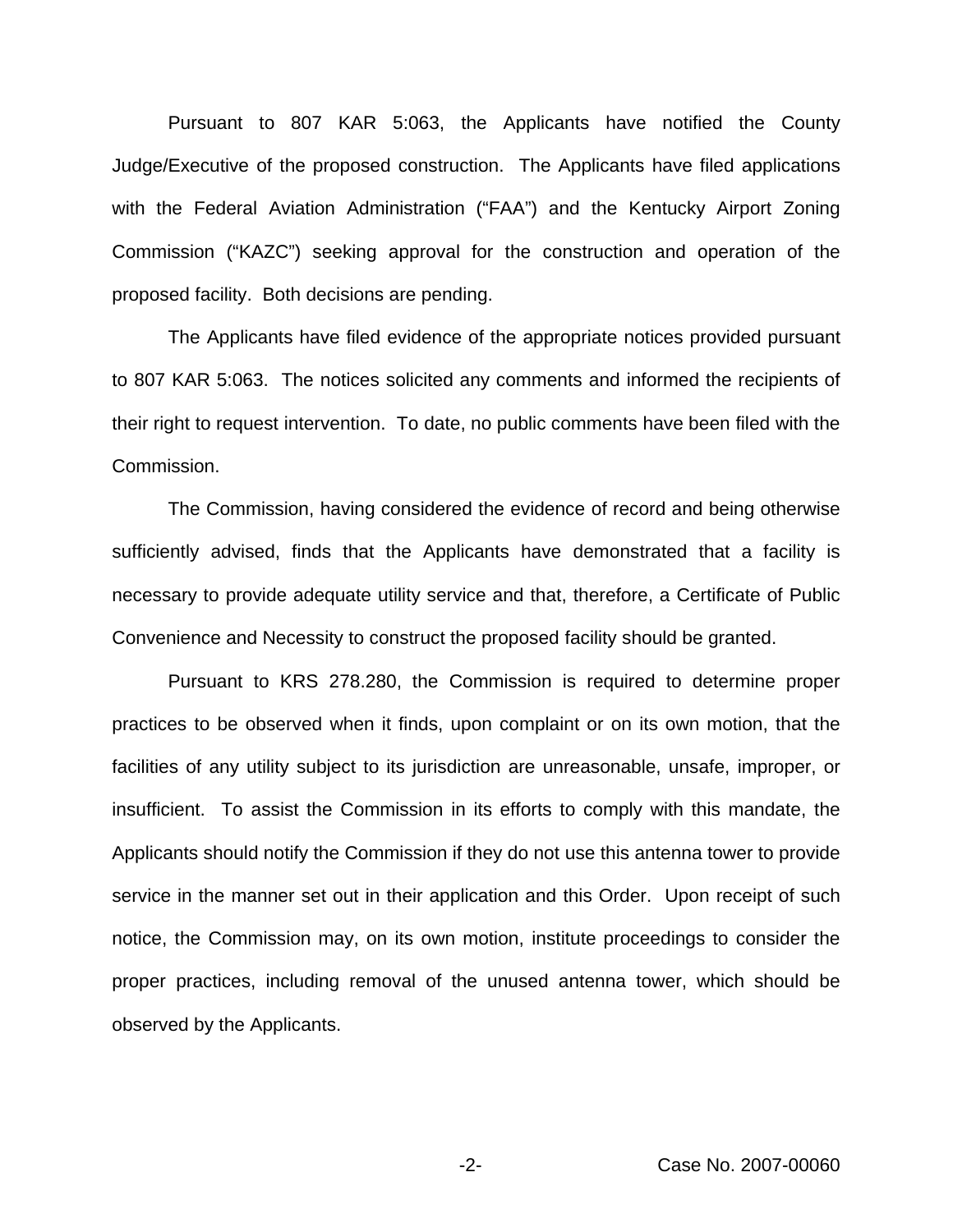Pursuant to 807 KAR 5:063, the Applicants have notified the County Judge/Executive of the proposed construction. The Applicants have filed applications with the Federal Aviation Administration ("FAA") and the Kentucky Airport Zoning Commission ("KAZC") seeking approval for the construction and operation of the proposed facility. Both decisions are pending.

The Applicants have filed evidence of the appropriate notices provided pursuant to 807 KAR 5:063. The notices solicited any comments and informed the recipients of their right to request intervention. To date, no public comments have been filed with the Commission.

The Commission, having considered the evidence of record and being otherwise sufficiently advised, finds that the Applicants have demonstrated that a facility is necessary to provide adequate utility service and that, therefore, a Certificate of Public Convenience and Necessity to construct the proposed facility should be granted.

Pursuant to KRS 278.280, the Commission is required to determine proper practices to be observed when it finds, upon complaint or on its own motion, that the facilities of any utility subject to its jurisdiction are unreasonable, unsafe, improper, or insufficient. To assist the Commission in its efforts to comply with this mandate, the Applicants should notify the Commission if they do not use this antenna tower to provide service in the manner set out in their application and this Order. Upon receipt of such notice, the Commission may, on its own motion, institute proceedings to consider the proper practices, including removal of the unused antenna tower, which should be observed by the Applicants.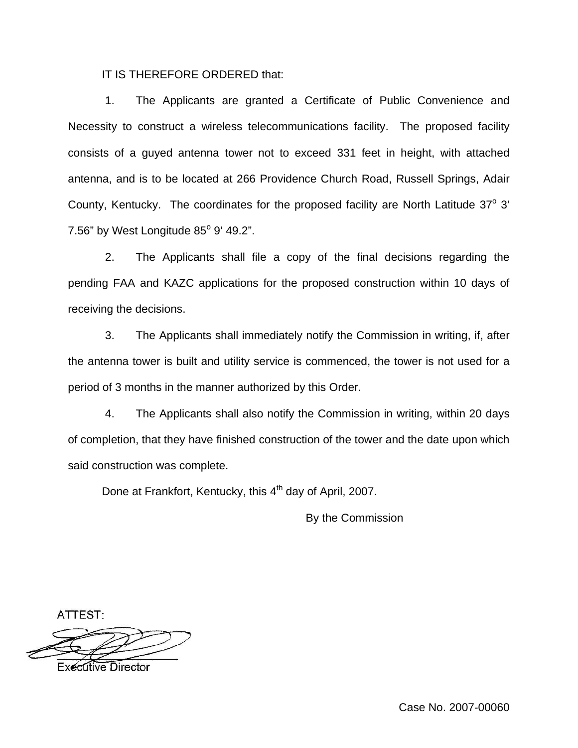IT IS THEREFORE ORDERED that:

1. The Applicants are granted a Certificate of Public Convenience and Necessity to construct a wireless telecommunications facility. The proposed facility consists of a guyed antenna tower not to exceed 331 feet in height, with attached antenna, and is to be located at 266 Providence Church Road, Russell Springs, Adair County, Kentucky. The coordinates for the proposed facility are North Latitude 37° 3' 7.56" by West Longitude 85° 9' 49.2".

2. The Applicants shall file a copy of the final decisions regarding the pending FAA and KAZC applications for the proposed construction within 10 days of receiving the decisions.

3. The Applicants shall immediately notify the Commission in writing, if, after the antenna tower is built and utility service is commenced, the tower is not used for a period of 3 months in the manner authorized by this Order.

4. The Applicants shall also notify the Commission in writing, within 20 days of completion, that they have finished construction of the tower and the date upon which said construction was complete.

Done at Frankfort, Kentucky, this 4th day of April, 2007.

By the Commission

ATTEST:

Executive Director

Case No. 2007-00060